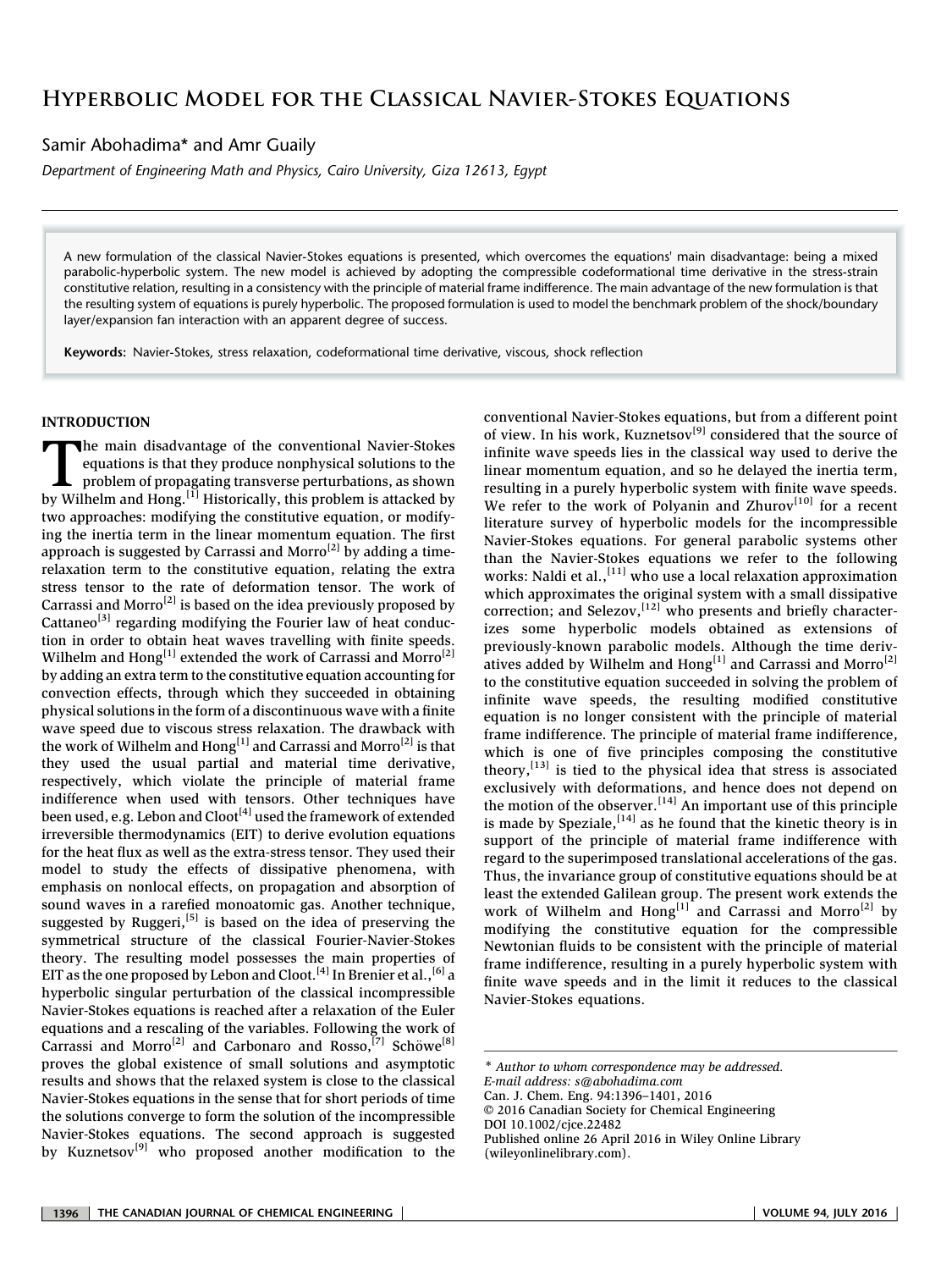# Hyperbolic Model for the Classical Navier-Stokes Equations

Samir Abohadima* and Amr Guaily

*Department of Engineering Math and Physics, Cairo University, Giza 12613, Egypt*

---

A new formulation of the classical Navier-Stokes equations is presented, which overcomes the equations' main disadvantage: being a mixed parabolic-hyperbolic system. The new model is achieved by adopting the compressible codeformational time derivative in the stress-strain constitutive relation, resulting in a consistency with the principle of material frame indifference. The main advantage of the new formulation is that the resulting system of equations is purely hyperbolic. The proposed formulation is used to model the benchmark problem of the shock/boundary layer/expansion fan interaction with an apparent degree of success.

**Keywords:** Navier-Stokes, stress relaxation, codeformational time derivative, viscous, shock reflection

---

## INTRODUCTION

The main disadvantage of the conventional Navier-Stokes equations is that they produce nonphysical solutions to the problem of propagating transverse perturbations, as shown by Wilhelm and Hong.[1] Historically, this problem is attacked by two approaches: modifying the constitutive equation, or modifying the inertia term in the linear momentum equation. The first approach is suggested by Carrassi and Morro[2] by adding a time-relaxation term to the constitutive equation, relating the extra stress tensor to the rate of deformation tensor. The work of Carrassi and Morro[2] is based on the idea previously proposed by Cattaneo[3] regarding modifying the Fourier law of heat conduction in order to obtain heat waves travelling with finite speeds. Wilhelm and Hong[1] extended the work of Carrassi and Morro[2] by adding an extra term to the constitutive equation accounting for convection effects, through which they succeeded in obtaining physical solutions in the form of a discontinuous wave with a finite wave speed due to viscous stress relaxation. The drawback with the work of Wilhelm and Hong[1] and Carrassi and Morro[2] is that they used the usual partial and material time derivative, respectively, which violate the principle of material frame indifference when used with tensors. Other techniques have been used, e.g. Lebon and Cloot[4] used the framework of extended irreversible thermodynamics (EIT) to derive evolution equations for the heat flux as well as the extra-stress tensor. They used their model to study the effects of dissipative phenomena, with emphasis on nonlocal effects, on propagation and absorption of sound waves in a rarefied monoatomic gas. Another technique, suggested by Ruggeri,[5] is based on the idea of preserving the symmetrical structure of the classical Fourier-Navier-Stokes theory. The resulting model possesses the main properties of EIT as the one proposed by Lebon and Cloot.[4] In Brenier et al.,[6] a hyperbolic singular perturbation of the classical incompressible Navier-Stokes equations is reached after a relaxation of the Euler equations and a rescaling of the variables. Following the work of Carrassi and Morro[2] and Carbonaro and Rosso,[7] Schöwe[8] proves the global existence of small solutions and asymptotic results and shows that the relaxed system is close to the classical Navier-Stokes equations in the sense that for short periods of time the solutions converge to form the solution of the incompressible Navier-Stokes equations. The second approach is suggested by Kuznetsov[9] who proposed another modification to the conventional Navier-Stokes equations, but from a different point of view. In his work, Kuznetsov[9] considered that the source of infinite wave speeds lies in the classical way used to derive the linear momentum equation, and so he delayed the inertia term, resulting in a purely hyperbolic system with finite wave speeds. We refer to the work of Polyanin and Zhurov[10] for a recent literature survey of hyperbolic models for the incompressible Navier-Stokes equations. For general parabolic systems other than the Navier-Stokes equations we refer to the following works: Naldi et al.,[11] who use a local relaxation approximation which approximates the original system with a small dissipative correction; and Selezov,[12] who presents and briefly characterizes some hyperbolic models obtained as extensions of previously-known parabolic models. Although the time derivatives added by Wilhelm and Hong[1] and Carrassi and Morro[2] to the constitutive equation succeeded in solving the problem of infinite wave speeds, the resulting modified constitutive equation is no longer consistent with the principle of material frame indifference. The principle of material frame indifference, which is one of five principles composing the constitutive theory,[13] is tied to the physical idea that stress is associated exclusively with deformations, and hence does not depend on the motion of the observer.[14] An important use of this principle is made by Speziale,[14] as he found that the kinetic theory is in support of the principle of material frame indifference with regard to the superimposed translational accelerations of the gas. Thus, the invariance group of constitutive equations should be at least the extended Galilean group. The present work extends the work of Wilhelm and Hong[1] and Carrassi and Morro[2] by modifying the constitutive equation for the compressible Newtonian fluids to be consistent with the principle of material frame indifference, resulting in a purely hyperbolic system with finite wave speeds and in the limit it reduces to the classical Navier-Stokes equations.

---

*\* Author to whom correspondence may be addressed.*
*E-mail address: s@abohadima.com*
Can. J. Chem. Eng. 94:1396–1401, 2016
© 2016 Canadian Society for Chemical Engineering
DOI 10.1002/cjce.22482
Published online 26 April 2016 in Wiley Online Library (wileyonlinelibrary.com).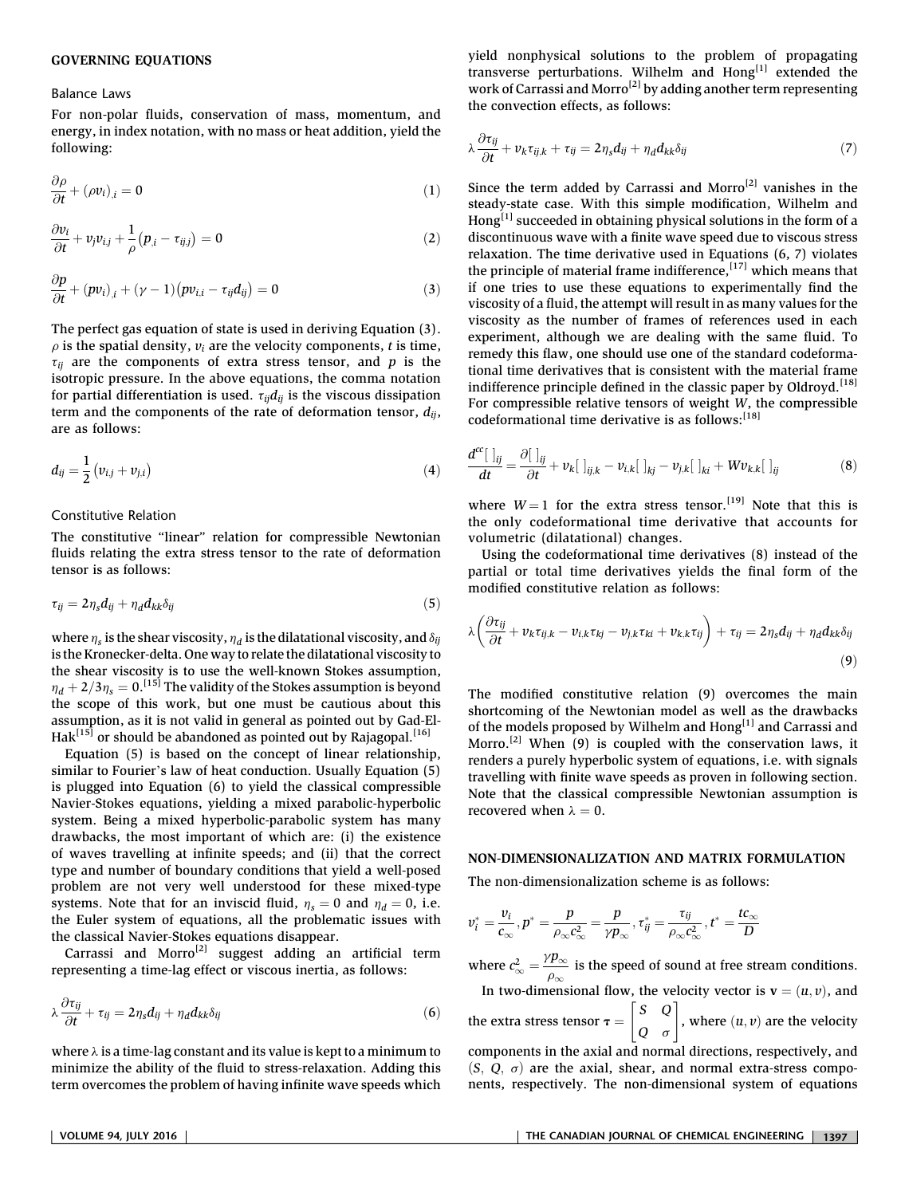## GOVERNING EQUATIONS

### Balance Laws

For non-polar fluids, conservation of mass, momentum, and energy, in index notation, with no mass or heat addition, yield the following:

$$\frac{\partial \rho}{\partial t} + (\rho v_i)_{,i} = 0 \tag{1}$$

$$\frac{\partial v_i}{\partial t} + v_j v_{i,j} + \frac{1}{\rho}\left(p_{,i} - \tau_{ij,j}\right) = 0 \tag{2}$$

$$\frac{\partial p}{\partial t} + (p v_i)_{,i} + (\gamma - 1)\left(p v_{i,i} - \tau_{ij} d_{ij}\right) = 0 \tag{3}$$

The perfect gas equation of state is used in deriving Equation (3). $\rho$ is the spatial density, $v_i$ are the velocity components, $t$ is time, $\tau_{ij}$ are the components of extra stress tensor, and $p$ is the isotropic pressure. In the above equations, the comma notation for partial differentiation is used. $\tau_{ij} d_{ij}$ is the viscous dissipation term and the components of the rate of deformation tensor, $d_{ij}$, are as follows:

$$d_{ij} = \frac{1}{2}\left(v_{i,j} + v_{j,i}\right) \tag{4}$$

### Constitutive Relation

The constitutive "linear" relation for compressible Newtonian fluids relating the extra stress tensor to the rate of deformation tensor is as follows:

$$\tau_{ij} = 2\eta_s d_{ij} + \eta_d d_{kk} \delta_{ij} \tag{5}$$

where $\eta_s$ is the shear viscosity, $\eta_d$ is the dilatational viscosity, and $\delta_{ij}$ is the Kronecker-delta. One way to relate the dilatational viscosity to the shear viscosity is to use the well-known Stokes assumption, $\eta_d + 2/3\eta_s = 0$.[15] The validity of the Stokes assumption is beyond the scope of this work, but one must be cautious about this assumption, as it is not valid in general as pointed out by Gad-El-Hak[15] or should be abandoned as pointed out by Rajagopal.[16]

Equation (5) is based on the concept of linear relationship, similar to Fourier's law of heat conduction. Usually Equation (5) is plugged into Equation (6) to yield the classical compressible Navier-Stokes equations, yielding a mixed parabolic-hyperbolic system. Being a mixed hyperbolic-parabolic system has many drawbacks, the most important of which are: (i) the existence of waves travelling at infinite speeds; and (ii) that the correct type and number of boundary conditions that yield a well-posed problem are not very well understood for these mixed-type systems. Note that for an inviscid fluid, $\eta_s = 0$ and $\eta_d = 0$, i.e. the Euler system of equations, all the problematic issues with the classical Navier-Stokes equations disappear.

Carrassi and Morro[2] suggest adding an artificial term representing a time-lag effect or viscous inertia, as follows:

$$\lambda \frac{\partial \tau_{ij}}{\partial t} + \tau_{ij} = 2\eta_s d_{ij} + \eta_d d_{kk} \delta_{ij} \tag{6}$$

where $\lambda$ is a time-lag constant and its value is kept to a minimum to minimize the ability of the fluid to stress-relaxation. Adding this term overcomes the problem of having infinite wave speeds which yield nonphysical solutions to the problem of propagating transverse perturbations. Wilhelm and Hong[1] extended the work of Carrassi and Morro[2] by adding another term representing the convection effects, as follows:

$$\lambda \frac{\partial \tau_{ij}}{\partial t} + v_k \tau_{ij,k} + \tau_{ij} = 2\eta_s d_{ij} + \eta_d d_{kk} \delta_{ij} \tag{7}$$

Since the term added by Carrassi and Morro[2] vanishes in the steady-state case. With this simple modification, Wilhelm and Hong[1] succeeded in obtaining physical solutions in the form of a discontinuous wave with a finite wave speed due to viscous stress relaxation. The time derivative used in Equations (6, 7) violates the principle of material frame indifference,[17] which means that if one tries to use these equations to experimentally find the viscosity of a fluid, the attempt will result in as many values for the viscosity as the number of frames of references used in each experiment, although we are dealing with the same fluid. To remedy this flaw, one should use one of the standard codeformational time derivatives that is consistent with the material frame indifference principle defined in the classic paper by Oldroyd.[18] For compressible relative tensors of weight $W$, the compressible codeformational time derivative is as follows:[18]

$$\frac{d^{cc}[\ ]_{ij}}{dt} = \frac{\partial[\ ]_{ij}}{\partial t} + v_k[\ ]_{ij,k} - v_{i,k}[\ ]_{kj} - v_{j,k}[\ ]_{ki} + W v_{k,k}[\ ]_{ij} \tag{8}$$

where $W = 1$ for the extra stress tensor.[19] Note that this is the only codeformational time derivative that accounts for volumetric (dilatational) changes.

Using the codeformational time derivatives (8) instead of the partial or total time derivatives yields the final form of the modified constitutive relation as follows:

$$\lambda\left(\frac{\partial \tau_{ij}}{\partial t} + v_k \tau_{ij,k} - v_{i,k}\tau_{kj} - v_{j,k}\tau_{ki} + v_{k,k}\tau_{ij}\right) + \tau_{ij} = 2\eta_s d_{ij} + \eta_d d_{kk}\delta_{ij} \tag{9}$$

The modified constitutive relation (9) overcomes the main shortcoming of the Newtonian model as well as the drawbacks of the models proposed by Wilhelm and Hong[1] and Carrassi and Morro.[2] When (9) is coupled with the conservation laws, it renders a purely hyperbolic system of equations, i.e. with signals travelling with finite wave speeds as proven in following section. Note that the classical compressible Newtonian assumption is recovered when $\lambda = 0$.

## NON-DIMENSIONALIZATION AND MATRIX FORMULATION

The non-dimensionalization scheme is as follows:

$$v_i^* = \frac{v_i}{c_\infty}, p^* = \frac{p}{\rho_\infty c_\infty^2} = \frac{p}{\gamma p_\infty}, \tau_{ij}^* = \frac{\tau_{ij}}{\rho_\infty c_\infty^2}, t^* = \frac{t c_\infty}{D}$$

where $c_\infty^2 = \frac{\gamma p_\infty}{\rho_\infty}$ is the speed of sound at free stream conditions.

In two-dimensional flow, the velocity vector is $\mathbf{v} = (u, v)$, and the extra stress tensor $\boldsymbol{\tau} = \begin{bmatrix} S & Q \\ Q & \sigma \end{bmatrix}$, where $(u, v)$ are the velocity components in the axial and normal directions, respectively, and $(S, Q, \sigma)$ are the axial, shear, and normal extra-stress components, respectively. The non-dimensional system of equations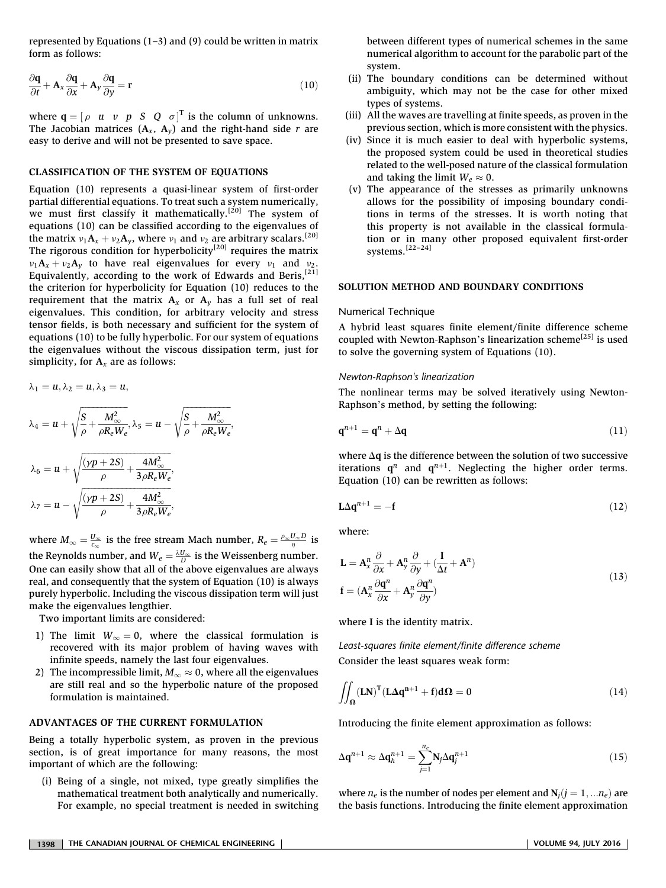represented by Equations (1–3) and (9) could be written in matrix form as follows:

$$\frac{\partial \mathbf{q}}{\partial t} + \mathbf{A}_x \frac{\partial \mathbf{q}}{\partial x} + \mathbf{A}_y \frac{\partial \mathbf{q}}{\partial y} = \mathbf{r} \tag{10}$$

where $\mathbf{q} = [\rho \;\; u \;\; v \;\; p \;\; S \;\; Q \;\; \sigma]^{\mathrm{T}}$ is the column of unknowns. The Jacobian matrices ($\mathbf{A}_x$, $\mathbf{A}_y$) and the right-hand side $r$ are easy to derive and will not be presented to save space.

## CLASSIFICATION OF THE SYSTEM OF EQUATIONS

Equation (10) represents a quasi-linear system of first-order partial differential equations. To treat such a system numerically, we must first classify it mathematically.[20] The system of equations (10) can be classified according to the eigenvalues of the matrix $\nu_1 \mathbf{A}_x + \nu_2 \mathbf{A}_y$, where $\nu_1$ and $\nu_2$ are arbitrary scalars.[20] The rigorous condition for hyperbolicity[20] requires the matrix $\nu_1 \mathbf{A}_x + \nu_2 \mathbf{A}_y$ to have real eigenvalues for every $\nu_1$ and $\nu_2$. Equivalently, according to the work of Edwards and Beris,[21] the criterion for hyperbolicity for Equation (10) reduces to the requirement that the matrix $\mathbf{A}_x$ or $\mathbf{A}_y$ has a full set of real eigenvalues. This condition, for arbitrary velocity and stress tensor fields, is both necessary and sufficient for the system of equations (10) to be fully hyperbolic. For our system of equations the eigenvalues without the viscous dissipation term, just for simplicity, for $\mathbf{A}_x$ are as follows:

$$\lambda_1 = u, \lambda_2 = u, \lambda_3 = u,$$

$$\lambda_4 = u + \sqrt{\frac{S}{\rho} + \frac{M_\infty^2}{\rho R_e W_e}}, \lambda_5 = u - \sqrt{\frac{S}{\rho} + \frac{M_\infty^2}{\rho R_e W_e}},$$

$$\lambda_6 = u + \sqrt{\frac{(\gamma p + 2S)}{\rho} + \frac{4M_\infty^2}{3\rho R_e W_e}},$$

$$\lambda_7 = u - \sqrt{\frac{(\gamma p + 2S)}{\rho} + \frac{4M_\infty^2}{3\rho R_e W_e}},$$

where $M_\infty = \frac{U_\infty}{c_\infty}$ is the free stream Mach number, $R_e = \frac{\rho_\infty U_\infty D}{\eta}$ is the Reynolds number, and $W_e = \frac{\lambda U_\infty}{D}$ is the Weissenberg number. One can easily show that all of the above eigenvalues are always real, and consequently that the system of Equation (10) is always purely hyperbolic. Including the viscous dissipation term will just make the eigenvalues lengthier.

Two important limits are considered:

1) The limit $W_\infty = 0$, where the classical formulation is recovered with its major problem of having waves with infinite speeds, namely the last four eigenvalues.
2) The incompressible limit, $M_\infty \approx 0$, where all the eigenvalues are still real and so the hyperbolic nature of the proposed formulation is maintained.

## ADVANTAGES OF THE CURRENT FORMULATION

Being a totally hyperbolic system, as proven in the previous section, is of great importance for many reasons, the most important of which are the following:

(i) Being of a single, not mixed, type greatly simplifies the mathematical treatment both analytically and numerically. For example, no special treatment is needed in switching between different types of numerical schemes in the same numerical algorithm to account for the parabolic part of the system.
(ii) The boundary conditions can be determined without ambiguity, which may not be the case for other mixed types of systems.
(iii) All the waves are travelling at finite speeds, as proven in the previous section, which is more consistent with the physics.
(iv) Since it is much easier to deal with hyperbolic systems, the proposed system could be used in theoretical studies related to the well-posed nature of the classical formulation and taking the limit $W_e \approx 0$.
(v) The appearance of the stresses as primarily unknowns allows for the possibility of imposing boundary conditions in terms of the stresses. It is worth noting that this property is not available in the classical formulation or in many other proposed equivalent first-order systems.[22–24]

## SOLUTION METHOD AND BOUNDARY CONDITIONS

### Numerical Technique

A hybrid least squares finite element/finite difference scheme coupled with Newton-Raphson's linearization scheme[25] is used to solve the governing system of Equations (10).

#### *Newton-Raphson's linearization*

The nonlinear terms may be solved iteratively using Newton-Raphson's method, by setting the following:

$$\mathbf{q}^{n+1} = \mathbf{q}^n + \Delta \mathbf{q} \tag{11}$$

where $\Delta \mathbf{q}$ is the difference between the solution of two successive iterations $\mathbf{q}^n$ and $\mathbf{q}^{n+1}$. Neglecting the higher order terms. Equation (10) can be rewritten as follows:

$$\mathbf{L} \Delta \mathbf{q}^{n+1} = -\mathbf{f} \tag{12}$$

where:

$$\begin{aligned} \mathbf{L} &= \mathbf{A}_x^n \frac{\partial}{\partial x} + \mathbf{A}_y^n \frac{\partial}{\partial y} + \left(\frac{\mathbf{I}}{\Delta t} + \mathbf{A}^n\right) \\ \mathbf{f} &= \left(\mathbf{A}_x^n \frac{\partial \mathbf{q}^n}{\partial x} + \mathbf{A}_y^n \frac{\partial \mathbf{q}^n}{\partial y}\right) \end{aligned} \tag{13}$$

where $\mathbf{I}$ is the identity matrix.

#### *Least-squares finite element/finite difference scheme*

Consider the least squares weak form:

$$\iint_{\Omega} (\mathbf{L}\mathbf{N})^{\mathrm{T}} (\mathbf{L} \Delta \mathbf{q}^{\mathbf{n+1}} + \mathbf{f}) \mathbf{d}\Omega = 0 \tag{14}$$

Introducing the finite element approximation as follows:

$$\Delta \mathbf{q}^{n+1} \approx \Delta \mathbf{q}_h^{n+1} = \sum_{j=1}^{n_e} \mathbf{N}_j \Delta \mathbf{q}_j^{n+1} \tag{15}$$

where $n_e$ is the number of nodes per element and $\mathbf{N}_j (j = 1, \ldots n_e)$ are the basis functions. Introducing the finite element approximation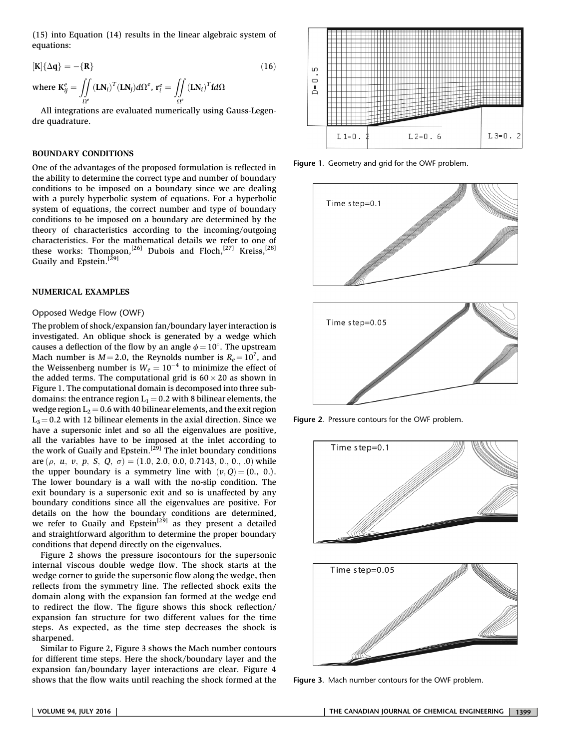(15) into Equation (14) results in the linear algebraic system of equations:

$$[\mathbf{K}]\{\Delta\mathbf{q}\} = -\{\mathbf{R}\} \tag{16}$$

where $\mathbf{K}_{ij}^{e} = \iint_{\Omega^e} (\mathbf{L}\mathbf{N}_i)^T(\mathbf{L}\mathbf{N}_j)d\Omega^e$, $\mathbf{r}_i^e = \iint_{\Omega^e} (\mathbf{L}\mathbf{N}_i)^T \mathbf{f} d\Omega$

All integrations are evaluated numerically using Gauss-Legendre quadrature.

## BOUNDARY CONDITIONS

One of the advantages of the proposed formulation is reflected in the ability to determine the correct type and number of boundary conditions to be imposed on a boundary since we are dealing with a purely hyperbolic system of equations. For a hyperbolic system of equations, the correct number and type of boundary conditions to be imposed on a boundary are determined by the theory of characteristics according to the incoming/outgoing characteristics. For the mathematical details we refer to one of these works: Thompson,[26] Dubois and Floch,[27] Kreiss,[28] Guaily and Epstein.[29]

## NUMERICAL EXAMPLES

### Opposed Wedge Flow (OWF)

The problem of shock/expansion fan/boundary layer interaction is investigated. An oblique shock is generated by a wedge which causes a deflection of the flow by an angle $\phi = 10^{\circ}$. The upstream Mach number is $M = 2.0$, the Reynolds number is $R_e = 10^7$, and the Weissenberg number is $W_e = 10^{-4}$ to minimize the effect of the added terms. The computational grid is $60 \times 20$ as shown in Figure 1. The computational domain is decomposed into three subdomains: the entrance region $L_1 = 0.2$ with 8 bilinear elements, the wedge region $L_2 = 0.6$ with 40 bilinear elements, and the exit region $L_3 = 0.2$ with 12 bilinear elements in the axial direction. Since we have a supersonic inlet and so all the eigenvalues are positive, all the variables have to be imposed at the inlet according to the work of Guaily and Epstein.[29] The inlet boundary conditions are $(\rho,\ u,\ v,\ p,\ S,\ Q,\ \sigma) = (1.0,\ 2.0,\ 0.0,\ 0.7143,\ 0.,\ 0.,\ .0)$ while the upper boundary is a symmetry line with $(v, Q) = (0.,\ 0.)$. The lower boundary is a wall with the no-slip condition. The exit boundary is a supersonic exit and so is unaffected by any boundary conditions since all the eigenvalues are positive. For details on the how the boundary conditions are determined, we refer to Guaily and Epstein[29] as they present a detailed and straightforward algorithm to determine the proper boundary conditions that depend directly on the eigenvalues.

Figure 2 shows the pressure isocontours for the supersonic internal viscous double wedge flow. The shock starts at the wedge corner to guide the supersonic flow along the wedge, then reflects from the symmetry line. The reflected shock exits the domain along with the expansion fan formed at the wedge end to redirect the flow. The figure shows this shock reflection/expansion fan structure for two different values for the time steps. As expected, as the time step decreases the shock is sharpened.

Similar to Figure 2, Figure 3 shows the Mach number contours for different time steps. Here the shock/boundary layer and the expansion fan/boundary layer interactions are clear. Figure 4 shows that the flow waits until reaching the shock formed at the

Figure 1. Geometry and grid for the OWF problem.

Figure 2. Pressure contours for the OWF problem.

Figure 3. Mach number contours for the OWF problem.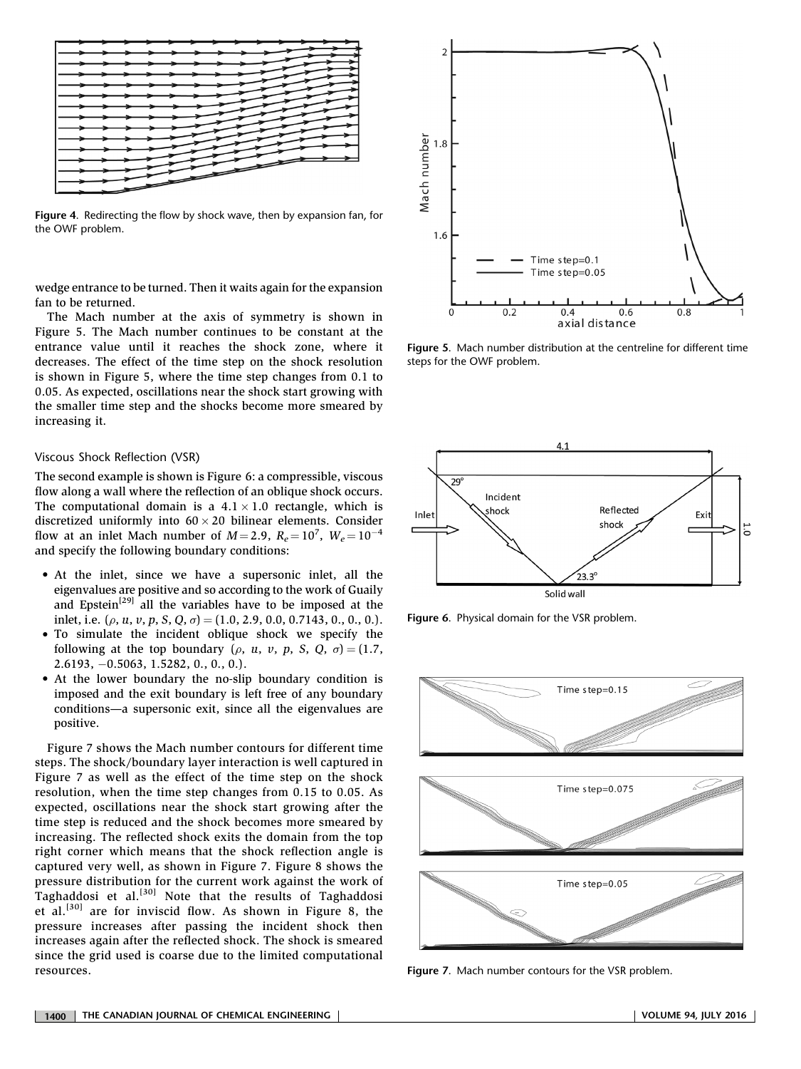Figure 4. Redirecting the flow by shock wave, then by expansion fan, for the OWF problem.

wedge entrance to be turned. Then it waits again for the expansion fan to be returned.

The Mach number at the axis of symmetry is shown in Figure 5. The Mach number continues to be constant at the entrance value until it reaches the shock zone, where it decreases. The effect of the time step on the shock resolution is shown in Figure 5, where the time step changes from 0.1 to 0.05. As expected, oscillations near the shock start growing with the smaller time step and the shocks become more smeared by increasing it.

Figure 5. Mach number distribution at the centreline for different time steps for the OWF problem.

### Viscous Shock Reflection (VSR)

The second example is shown is Figure 6: a compressible, viscous flow along a wall where the reflection of an oblique shock occurs. The computational domain is a $4.1 \times 1.0$ rectangle, which is discretized uniformly into $60 \times 20$ bilinear elements. Consider flow at an inlet Mach number of $M = 2.9$, $R_e = 10^7$, $W_e = 10^{-4}$ and specify the following boundary conditions:

- At the inlet, since we have a supersonic inlet, all the eigenvalues are positive and so according to the work of Guaily and Epstein[29] all the variables have to be imposed at the inlet, i.e. $(\rho, u, v, p, S, Q, \sigma) = (1.0, 2.9, 0.0, 0.7143, 0., 0., 0.)$.
- To simulate the incident oblique shock we specify the following at the top boundary $(\rho, u, v, p, S, Q, \sigma) = (1.7, 2.6193, -0.5063, 1.5282, 0., 0., 0.)$.
- At the lower boundary the no-slip boundary condition is imposed and the exit boundary is left free of any boundary conditions—a supersonic exit, since all the eigenvalues are positive.

Figure 7 shows the Mach number contours for different time steps. The shock/boundary layer interaction is well captured in Figure 7 as well as the effect of the time step on the shock resolution, when the time step changes from 0.15 to 0.05. As expected, oscillations near the shock start growing after the time step is reduced and the shock becomes more smeared by increasing. The reflected shock exits the domain from the top right corner which means that the shock reflection angle is captured very well, as shown in Figure 7. Figure 8 shows the pressure distribution for the current work against the work of Taghaddosi et al.[30] Note that the results of Taghaddosi et al.[30] are for inviscid flow. As shown in Figure 8, the pressure increases after passing the incident shock then increases again after the reflected shock. The shock is smeared since the grid used is coarse due to the limited computational resources.

Figure 6. Physical domain for the VSR problem.

Figure 7. Mach number contours for the VSR problem.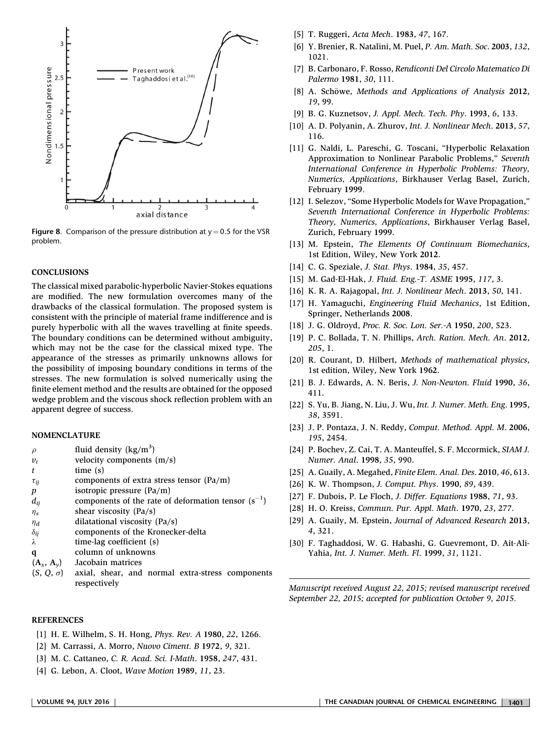3

2.5

2

1.5

1

0

1

2

3

4

Nondimensional pressure

axial distance

Present work

Taghaddosi et al.[30]

**Figure 8.** Comparison of the pressure distribution at y = 0.5 for the VSR problem.

## CONCLUSIONS

The classical mixed parabolic-hyperbolic Navier-Stokes equations are modified. The new formulation overcomes many of the drawbacks of the classical formulation. The proposed system is consistent with the principle of material frame indifference and is purely hyperbolic with all the waves travelling at finite speeds. The boundary conditions can be determined without ambiguity, which may not be the case for the classical mixed type. The appearance of the stresses as primarily unknowns allows for the possibility of imposing boundary conditions in terms of the stresses. The new formulation is solved numerically using the finite element method and the results are obtained for the opposed wedge problem and the viscous shock reflection problem with an apparent degree of success.

## NOMENCLATURE

| | |
|---|---|
| $\rho$ | fluid density (kg/m$^3$) |
| $v_i$ | velocity components (m/s) |
| $t$ | time (s) |
| $\tau_{ij}$ | components of extra stress tensor (Pa/m) |
| $p$ | isotropic pressure (Pa/m) |
| $d_{ij}$ | components of the rate of deformation tensor (s$^{-1}$) |
| $\eta_s$ | shear viscosity (Pa/s) |
| $\eta_d$ | dilatational viscosity (Pa/s) |
| $\delta_{ij}$ | components of the Kronecker-delta |
| $\lambda$ | time-lag coefficient (s) |
| $\mathbf{q}$ | column of unknowns |
| $(\mathbf{A}_x, \mathbf{A}_y)$ | Jacobain matrices |
| $(S, Q, \sigma)$ | axial, shear, and normal extra-stress components respectively |

## REFERENCES

[1] H. E. Wilhelm, S. H. Hong, *Phys. Rev. A* **1980**, *22*, 1266.
[2] M. Carrassi, A. Morro, *Nuovo Ciment. B* **1972**, *9*, 321.
[3] M. C. Cattaneo, *C. R. Acad. Sci. I-Math.* **1958**, *247*, 431.
[4] G. Lebon, A. Cloot, *Wave Motion* **1989**, *11*, 23.
[5] T. Ruggeri, *Acta Mech.* **1983**, *47*, 167.
[6] Y. Brenier, R. Natalini, M. Puel, *P. Am. Math. Soc.* **2003**, *132*, 1021.
[7] B. Carbonaro, F. Rosso, *Rendiconti Del Circolo Matematico Di Palermo* **1981**, *30*, 111.
[8] A. Schöwe, *Methods and Applications of Analysis* **2012**, *19*, 99.
[9] B. G. Kuznetsov, *J. Appl. Mech. Tech. Phy.* **1993**, *6*, 133.
[10] A. D. Polyanin, A. Zhurov, *Int. J. Nonlinear Mech.* **2013**, *57*, 116.
[11] G. Naldi, L. Pareschi, G. Toscani, "Hyperbolic Relaxation Approximation to Nonlinear Parabolic Problems," *Seventh International Conference in Hyperbolic Problems: Theory, Numerics, Applications*, Birkhauser Verlag Basel, Zurich, February **1999**.
[12] I. Selezov, "Some Hyperbolic Models for Wave Propagation," *Seventh International Conference in Hyperbolic Problems: Theory, Numerics, Applications*, Birkhauser Verlag Basel, Zurich, February **1999**.
[13] M. Epstein, *The Elements Of Continuum Biomechanics*, 1st Edition, Wiley, New York **2012**.
[14] C. G. Speziale, *J. Stat. Phys.* **1984**, *35*, 457.
[15] M. Gad-El-Hak, *J. Fluid. Eng.-T. ASME* **1995**, *117*, 3.
[16] K. R. A. Rajagopal, *Int. J. Nonlinear Mech.* **2013**, *50*, 141.
[17] H. Yamaguchi, *Engineering Fluid Mechanics*, 1st Edition, Springer, Netherlands **2008**.
[18] J. G. Oldroyd, *Proc. R. Soc. Lon. Ser.-A* **1950**, *200*, 523.
[19] P. C. Bollada, T. N. Phillips, *Arch. Ration. Mech. An.* **2012**, *205*, 1.
[20] R. Courant, D. Hilbert, *Methods of mathematical physics*, 1st edition, Wiley, New York **1962**.
[21] B. J. Edwards, A. N. Beris, *J. Non-Newton. Fluid* **1990**, *36*, 411.
[22] S. Yu, B. Jiang, N. Liu, J. Wu, *Int. J. Numer. Meth. Eng.* **1995**, *38*, 3591.
[23] J. P. Pontaza, J. N. Reddy, *Comput. Method. Appl. M.* **2006**, *195*, 2454.
[24] P. Bochev, Z. Cai, T. A. Manteuffel, S. F. Mccormick, *SIAM J. Numer. Anal.* **1998**, *35*, 990.
[25] A. Guaily, A. Megahed, *Finite Elem. Anal. Des.* **2010**, *46*, 613.
[26] K. W. Thompson, *J. Comput. Phys.* **1990**, *89*, 439.
[27] F. Dubois, P. Le Floch, *J. Differ. Equations* **1988**, *71*, 93.
[28] H. O. Kreiss, *Commun. Pur. Appl. Math.* **1970**, *23*, 277.
[29] A. Guaily, M. Epstein, *Journal of Advanced Research* **2013**, *4*, 321.
[30] F. Taghaddosi, W. G. Habashi, G. Guevremont, D. Ait-Ali-Yahia, *Int. J. Numer. Meth. Fl.* **1999**, *31*, 1121.

*Manuscript received August 22, 2015; revised manuscript received September 22, 2015; accepted for publication October 9, 2015.*